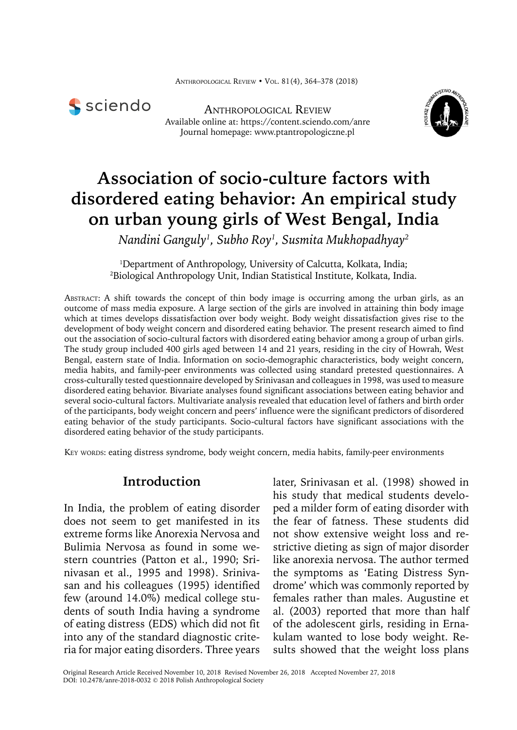# Association of socio-culture factors with disordered eating behavior: An empirical study on urban young girls of West Bengal, India

*Nandini Ganguly[1], Subho Roy[1], Susmita Mukhopadhyay[2]*

[1]Department of Anthropology, University of Calcutta, Kolkata, India;
[2]Biological Anthropology Unit, Indian Statistical Institute, Kolkata, India.

Abstract: A shift towards the concept of thin body image is occurring among the urban girls, as an outcome of mass media exposure. A large section of the girls are involved in attaining thin body image which at times develops dissatisfaction over body weight. Body weight dissatisfaction gives rise to the development of body weight concern and disordered eating behavior. The present research aimed to find out the association of socio-cultural factors with disordered eating behavior among a group of urban girls. The study group included 400 girls aged between 14 and 21 years, residing in the city of Howrah, West Bengal, eastern state of India. Information on socio-demographic characteristics, body weight concern, media habits, and family-peer environments was collected using standard pretested questionnaires. A cross-culturally tested questionnaire developed by Srinivasan and colleagues in 1998, was used to measure disordered eating behavior. Bivariate analyses found significant associations between eating behavior and several socio-cultural factors. Multivariate analysis revealed that education level of fathers and birth order of the participants, body weight concern and peers' influence were the significant predictors of disordered eating behavior of the study participants. Socio-cultural factors have significant associations with the disordered eating behavior of the study participants.

Key words: eating distress syndrome, body weight concern, media habits, family-peer environments

## Introduction

In India, the problem of eating disorder does not seem to get manifested in its extreme forms like Anorexia Nervosa and Bulimia Nervosa as found in some western countries (Patton et al., 1990; Srinivasan et al., 1995 and 1998). Srinivasan and his colleagues (1995) identified few (around 14.0%) medical college students of south India having a syndrome of eating distress (EDS) which did not fit into any of the standard diagnostic criteria for major eating disorders. Three years later, Srinivasan et al. (1998) showed in his study that medical students developed a milder form of eating disorder with the fear of fatness. These students did not show extensive weight loss and restrictive dieting as sign of major disorder like anorexia nervosa. The author termed the symptoms as 'Eating Distress Syndrome' which was commonly reported by females rather than males. Augustine et al. (2003) reported that more than half of the adolescent girls, residing in Ernakulam wanted to lose body weight. Results showed that the weight loss plans

Original Research Article Received November 10, 2018 Revised November 26, 2018 Accepted November 27, 2018
DOI: 10.2478/anre-2018-0032 © 2018 Polish Anthropological Society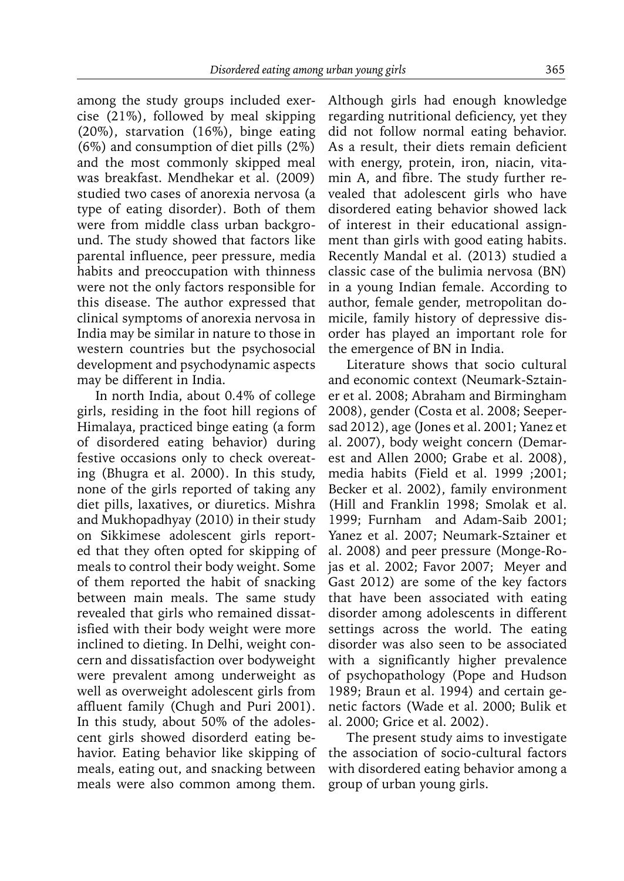among the study groups included exercise (21%), followed by meal skipping (20%), starvation (16%), binge eating (6%) and consumption of diet pills (2%) and the most commonly skipped meal was breakfast. Mendhekar et al. (2009) studied two cases of anorexia nervosa (a type of eating disorder). Both of them were from middle class urban background. The study showed that factors like parental influence, peer pressure, media habits and preoccupation with thinness were not the only factors responsible for this disease. The author expressed that clinical symptoms of anorexia nervosa in India may be similar in nature to those in western countries but the psychosocial development and psychodynamic aspects may be different in India.

In north India, about 0.4% of college girls, residing in the foot hill regions of Himalaya, practiced binge eating (a form of disordered eating behavior) during festive occasions only to check overeating (Bhugra et al. 2000). In this study, none of the girls reported of taking any diet pills, laxatives, or diuretics. Mishra and Mukhopadhyay (2010) in their study on Sikkimese adolescent girls reported that they often opted for skipping of meals to control their body weight. Some of them reported the habit of snacking between main meals. The same study revealed that girls who remained dissatisfied with their body weight were more inclined to dieting. In Delhi, weight concern and dissatisfaction over bodyweight were prevalent among underweight as well as overweight adolescent girls from affluent family (Chugh and Puri 2001). In this study, about 50% of the adolescent girls showed disorderd eating behavior. Eating behavior like skipping of meals, eating out, and snacking between meals were also common among them. Although girls had enough knowledge regarding nutritional deficiency, yet they did not follow normal eating behavior. As a result, their diets remain deficient with energy, protein, iron, niacin, vitamin A, and fibre. The study further revealed that adolescent girls who have disordered eating behavior showed lack of interest in their educational assignment than girls with good eating habits. Recently Mandal et al. (2013) studied a classic case of the bulimia nervosa (BN) in a young Indian female. According to author, female gender, metropolitan domicile, family history of depressive disorder has played an important role for the emergence of BN in India.

Literature shows that socio cultural and economic context (Neumark-Sztainer et al. 2008; Abraham and Birmingham 2008), gender (Costa et al. 2008; Seepersad 2012), age (Jones et al. 2001; Yanez et al. 2007), body weight concern (Demarest and Allen 2000; Grabe et al. 2008), media habits (Field et al. 1999 ;2001; Becker et al. 2002), family environment (Hill and Franklin 1998; Smolak et al. 1999; Furnham and Adam-Saib 2001; Yanez et al. 2007; Neumark-Sztainer et al. 2008) and peer pressure (Monge-Rojas et al. 2002; Favor 2007; Meyer and Gast 2012) are some of the key factors that have been associated with eating disorder among adolescents in different settings across the world. The eating disorder was also seen to be associated with a significantly higher prevalence of psychopathology (Pope and Hudson 1989; Braun et al. 1994) and certain genetic factors (Wade et al. 2000; Bulik et al. 2000; Grice et al. 2002).

The present study aims to investigate the association of socio-cultural factors with disordered eating behavior among a group of urban young girls.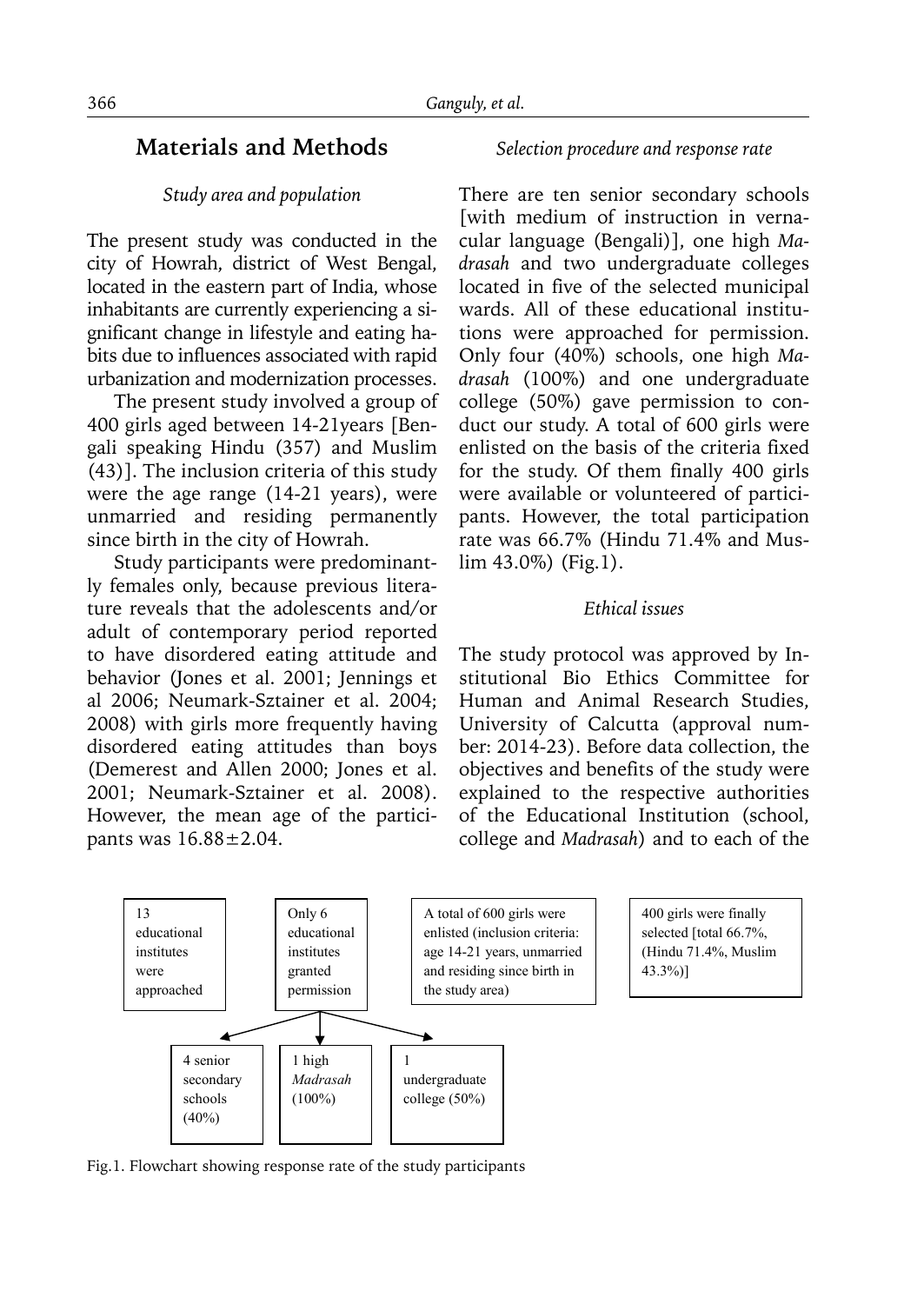## Materials and Methods

### *Study area and population*

The present study was conducted in the city of Howrah, district of West Bengal, located in the eastern part of India, whose inhabitants are currently experiencing a significant change in lifestyle and eating habits due to influences associated with rapid urbanization and modernization processes.

The present study involved a group of 400 girls aged between 14-21years [Bengali speaking Hindu (357) and Muslim (43)]. The inclusion criteria of this study were the age range (14-21 years), were unmarried and residing permanently since birth in the city of Howrah.

Study participants were predominantly females only, because previous literature reveals that the adolescents and/or adult of contemporary period reported to have disordered eating attitude and behavior (Jones et al. 2001; Jennings et al 2006; Neumark-Sztainer et al. 2004; 2008) with girls more frequently having disordered eating attitudes than boys (Demerest and Allen 2000; Jones et al. 2001; Neumark-Sztainer et al. 2008). However, the mean age of the participants was 16.88±2.04.

### *Selection procedure and response rate*

There are ten senior secondary schools [with medium of instruction in vernacular language (Bengali)], one high *Madrasah* and two undergraduate colleges located in five of the selected municipal wards. All of these educational institutions were approached for permission. Only four (40%) schools, one high *Madrasah* (100%) and one undergraduate college (50%) gave permission to conduct our study. A total of 600 girls were enlisted on the basis of the criteria fixed for the study. Of them finally 400 girls were available or volunteered of participants. However, the total participation rate was 66.7% (Hindu 71.4% and Muslim 43.0%) (Fig.1).

### *Ethical issues*

The study protocol was approved by Institutional Bio Ethics Committee for Human and Animal Research Studies, University of Calcutta (approval number: 2014-23). Before data collection, the objectives and benefits of the study were explained to the respective authorities of the Educational Institution (school, college and *Madrasah*) and to each of the

13 educational institutes were approached → Only 6 educational institutes granted permission → A total of 600 girls were enlisted (inclusion criteria: age 14-21 years, unmarried and residing since birth in the study area) → 400 girls were finally selected [total 66.7%, (Hindu 71.4%, Muslim 43.3%)]

Only 6 educational institutes granted permission:
- 4 senior secondary schools (40%)
- 1 high *Madrasah* (100%)
- 1 undergraduate college (50%)

Fig.1. Flowchart showing response rate of the study participants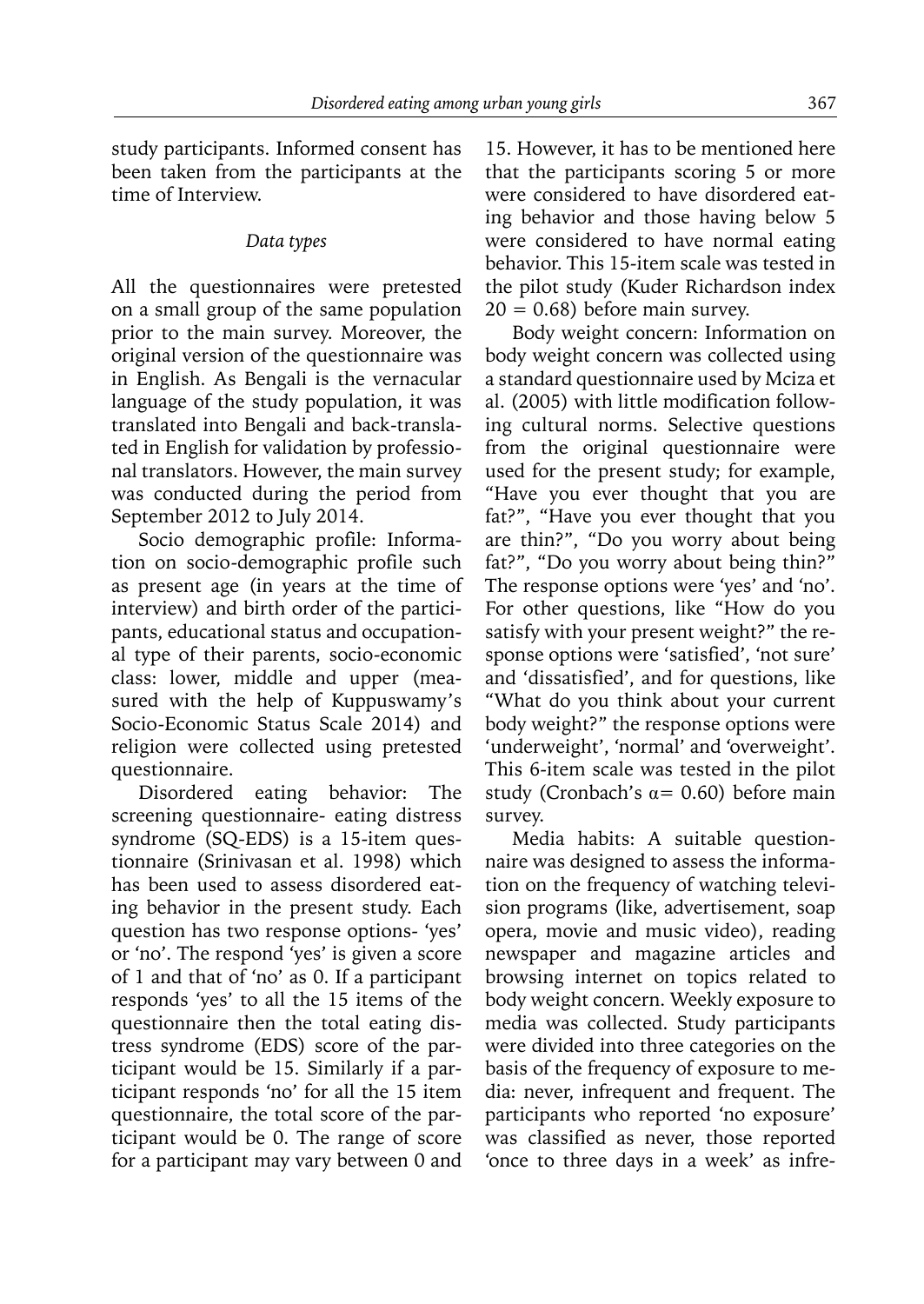study participants. Informed consent has been taken from the participants at the time of Interview.

### *Data types*

All the questionnaires were pretested on a small group of the same population prior to the main survey. Moreover, the original version of the questionnaire was in English. As Bengali is the vernacular language of the study population, it was translated into Bengali and back-translated in English for validation by professional translators. However, the main survey was conducted during the period from September 2012 to July 2014.

Socio demographic profile: Information on socio-demographic profile such as present age (in years at the time of interview) and birth order of the participants, educational status and occupational type of their parents, socio-economic class: lower, middle and upper (measured with the help of Kuppuswamy's Socio-Economic Status Scale 2014) and religion were collected using pretested questionnaire.

Disordered eating behavior: The screening questionnaire- eating distress syndrome (SQ-EDS) is a 15-item questionnaire (Srinivasan et al. 1998) which has been used to assess disordered eating behavior in the present study. Each question has two response options- 'yes' or 'no'. The respond 'yes' is given a score of 1 and that of 'no' as 0. If a participant responds 'yes' to all the 15 items of the questionnaire then the total eating distress syndrome (EDS) score of the participant would be 15. Similarly if a participant responds 'no' for all the 15 item questionnaire, the total score of the participant would be 0. The range of score for a participant may vary between 0 and 15. However, it has to be mentioned here that the participants scoring 5 or more were considered to have disordered eating behavior and those having below 5 were considered to have normal eating behavior. This 15-item scale was tested in the pilot study (Kuder Richardson index 20 = 0.68) before main survey.

Body weight concern: Information on body weight concern was collected using a standard questionnaire used by Mciza et al. (2005) with little modification following cultural norms. Selective questions from the original questionnaire were used for the present study; for example, "Have you ever thought that you are fat?", "Have you ever thought that you are thin?", "Do you worry about being fat?", "Do you worry about being thin?" The response options were 'yes' and 'no'. For other questions, like "How do you satisfy with your present weight?" the response options were 'satisfied', 'not sure' and 'dissatisfied', and for questions, like "What do you think about your current body weight?" the response options were 'underweight', 'normal' and 'overweight'. This 6-item scale was tested in the pilot study (Cronbach's $\alpha = 0.60$) before main survey.

Media habits: A suitable questionnaire was designed to assess the information on the frequency of watching television programs (like, advertisement, soap opera, movie and music video), reading newspaper and magazine articles and browsing internet on topics related to body weight concern. Weekly exposure to media was collected. Study participants were divided into three categories on the basis of the frequency of exposure to media: never, infrequent and frequent. The participants who reported 'no exposure' was classified as never, those reported 'once to three days in a week' as infre-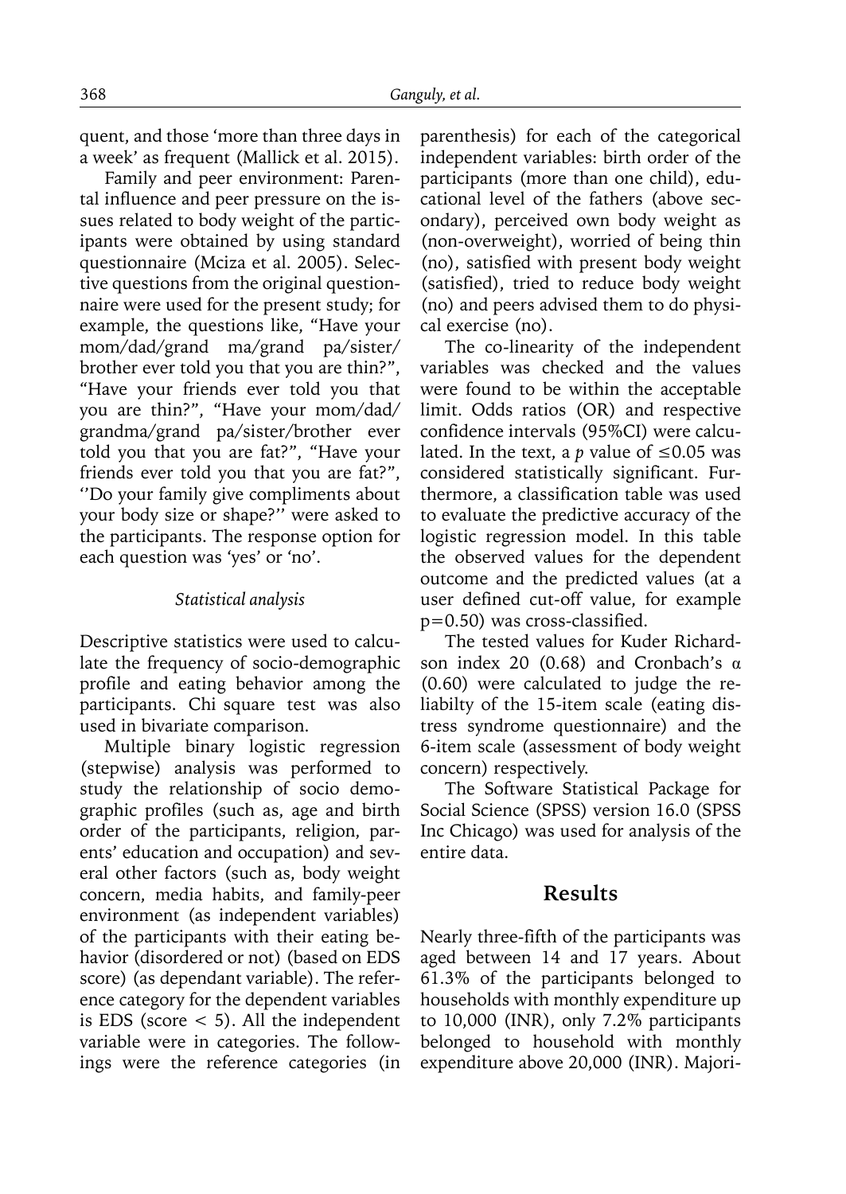quent, and those 'more than three days in a week' as frequent (Mallick et al. 2015).

Family and peer environment: Parental influence and peer pressure on the issues related to body weight of the participants were obtained by using standard questionnaire (Mciza et al. 2005). Selective questions from the original questionnaire were used for the present study; for example, the questions like, "Have your mom/dad/grand ma/grand pa/sister/brother ever told you that you are thin?", "Have your friends ever told you that you are thin?", "Have your mom/dad/grandma/grand pa/sister/brother ever told you that you are fat?", "Have your friends ever told you that you are fat?", ''Do your family give compliments about your body size or shape?'' were asked to the participants. The response option for each question was 'yes' or 'no'.

### *Statistical analysis*

Descriptive statistics were used to calculate the frequency of socio-demographic profile and eating behavior among the participants. Chi square test was also used in bivariate comparison.

Multiple binary logistic regression (stepwise) analysis was performed to study the relationship of socio demographic profiles (such as, age and birth order of the participants, religion, parents' education and occupation) and several other factors (such as, body weight concern, media habits, and family-peer environment (as independent variables) of the participants with their eating behavior (disordered or not) (based on EDS score) (as dependant variable). The reference category for the dependent variables is EDS (score < 5). All the independent variable were in categories. The followings were the reference categories (in parenthesis) for each of the categorical independent variables: birth order of the participants (more than one child), educational level of the fathers (above secondary), perceived own body weight as (non-overweight), worried of being thin (no), satisfied with present body weight (satisfied), tried to reduce body weight (no) and peers advised them to do physical exercise (no).

The co-linearity of the independent variables was checked and the values were found to be within the acceptable limit. Odds ratios (OR) and respective confidence intervals (95%CI) were calculated. In the text, a $p$ value of $\leq 0.05$ was considered statistically significant. Furthermore, a classification table was used to evaluate the predictive accuracy of the logistic regression model. In this table the observed values for the dependent outcome and the predicted values (at a user defined cut-off value, for example $p=0.50$) was cross-classified.

The tested values for Kuder Richardson index 20 (0.68) and Cronbach's $\alpha$ (0.60) were calculated to judge the reliabilty of the 15-item scale (eating distress syndrome questionnaire) and the 6-item scale (assessment of body weight concern) respectively.

The Software Statistical Package for Social Science (SPSS) version 16.0 (SPSS Inc Chicago) was used for analysis of the entire data.

## Results

Nearly three-fifth of the participants was aged between 14 and 17 years. About 61.3% of the participants belonged to households with monthly expenditure up to 10,000 (INR), only 7.2% participants belonged to household with monthly expenditure above 20,000 (INR). Majori-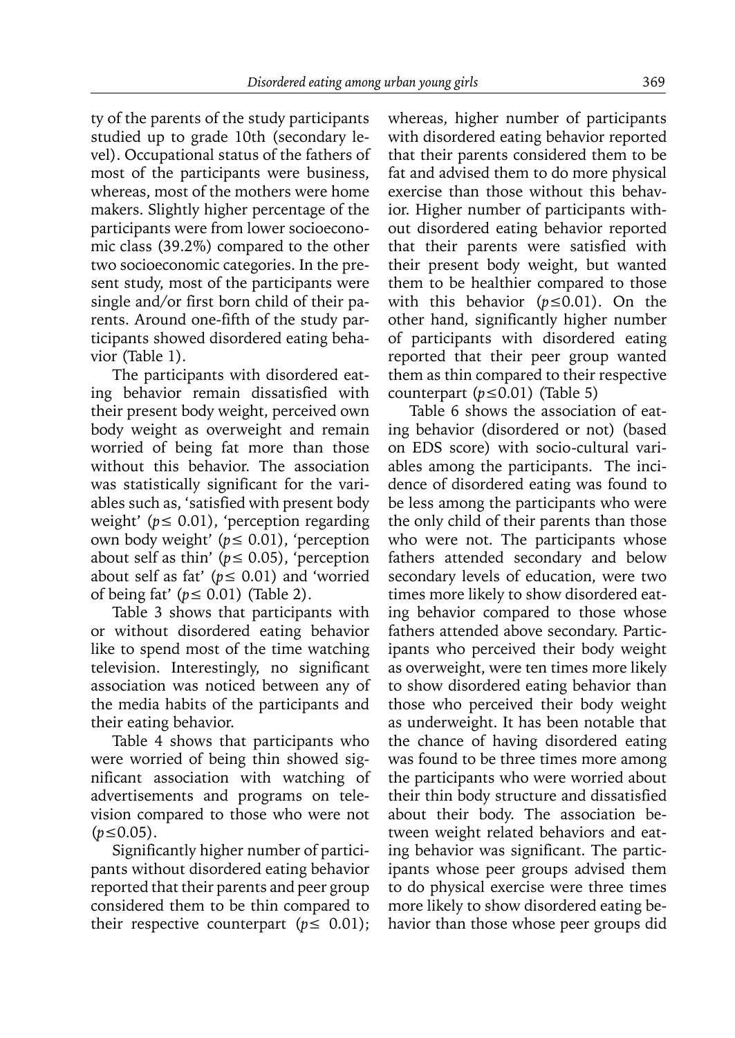ty of the parents of the study participants studied up to grade 10th (secondary level). Occupational status of the fathers of most of the participants were business, whereas, most of the mothers were home makers. Slightly higher percentage of the participants were from lower socioeconomic class (39.2%) compared to the other two socioeconomic categories. In the present study, most of the participants were single and/or first born child of their parents. Around one-fifth of the study participants showed disordered eating behavior (Table 1).

The participants with disordered eating behavior remain dissatisfied with their present body weight, perceived own body weight as overweight and remain worried of being fat more than those without this behavior. The association was statistically significant for the variables such as, 'satisfied with present body weight' ($p \leq 0.01$), 'perception regarding own body weight' ($p \leq 0.01$), 'perception about self as thin' ($p \leq 0.05$), 'perception about self as fat' ($p \leq 0.01$) and 'worried of being fat' ($p \leq 0.01$) (Table 2).

Table 3 shows that participants with or without disordered eating behavior like to spend most of the time watching television. Interestingly, no significant association was noticed between any of the media habits of the participants and their eating behavior.

Table 4 shows that participants who were worried of being thin showed significant association with watching of advertisements and programs on television compared to those who were not ($p \leq 0.05$).

Significantly higher number of participants without disordered eating behavior reported that their parents and peer group considered them to be thin compared to their respective counterpart ($p \leq 0.01$); whereas, higher number of participants with disordered eating behavior reported that their parents considered them to be fat and advised them to do more physical exercise than those without this behavior. Higher number of participants without disordered eating behavior reported that their parents were satisfied with their present body weight, but wanted them to be healthier compared to those with this behavior ($p \leq 0.01$). On the other hand, significantly higher number of participants with disordered eating reported that their peer group wanted them as thin compared to their respective counterpart ($p \leq 0.01$) (Table 5)

Table 6 shows the association of eating behavior (disordered or not) (based on EDS score) with socio-cultural variables among the participants. The incidence of disordered eating was found to be less among the participants who were the only child of their parents than those who were not. The participants whose fathers attended secondary and below secondary levels of education, were two times more likely to show disordered eating behavior compared to those whose fathers attended above secondary. Participants who perceived their body weight as overweight, were ten times more likely to show disordered eating behavior than those who perceived their body weight as underweight. It has been notable that the chance of having disordered eating was found to be three times more among the participants who were worried about their thin body structure and dissatisfied about their body. The association between weight related behaviors and eating behavior was significant. The participants whose peer groups advised them to do physical exercise were three times more likely to show disordered eating behavior than those whose peer groups did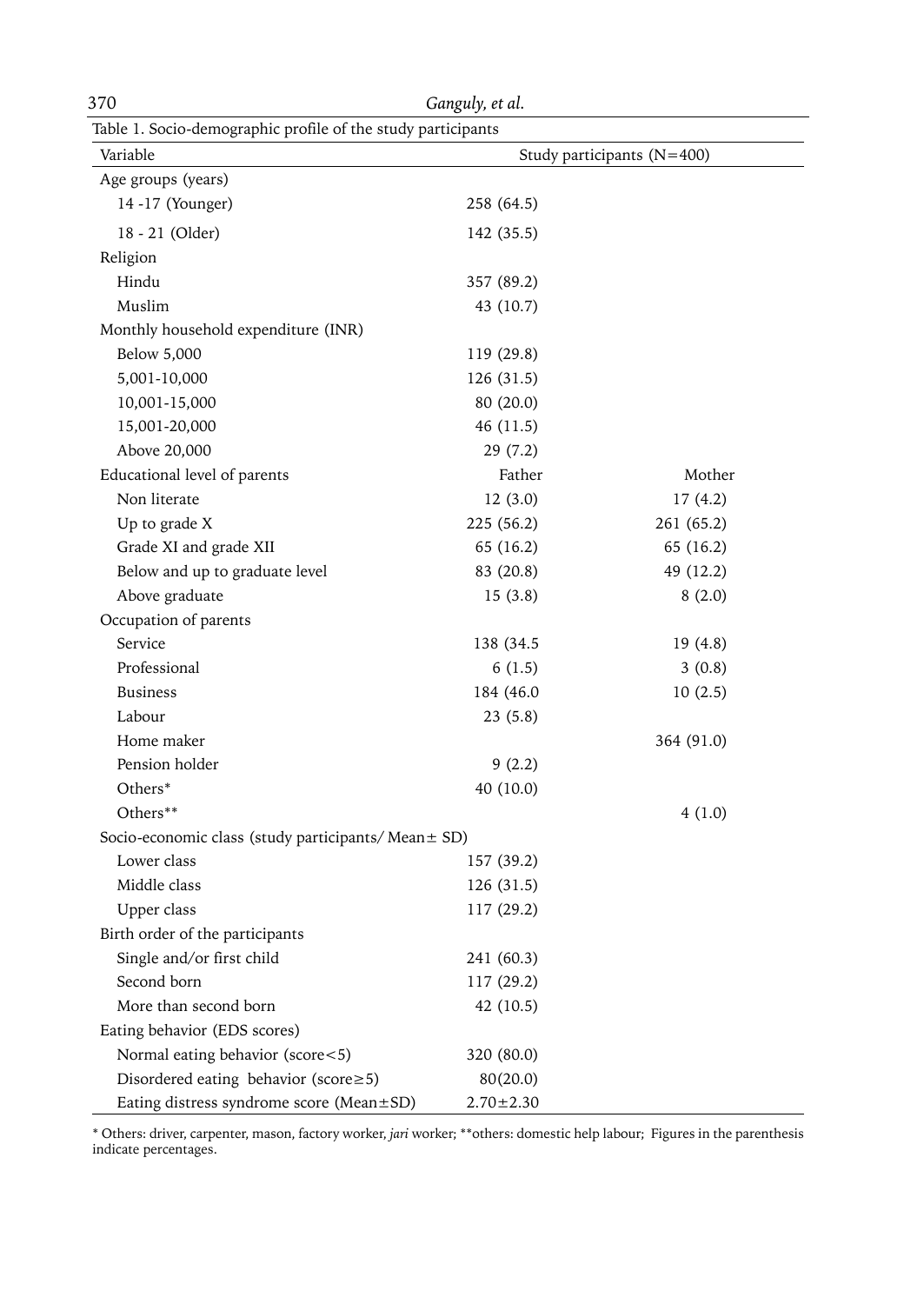Table 1. Socio-demographic profile of the study participants

| Variable | Study participants (N=400) | |
|---|---|---|
| Age groups (years) | | |
| 14 -17 (Younger) | 258 (64.5) | |
| 18 - 21 (Older) | 142 (35.5) | |
| Religion | | |
| Hindu | 357 (89.2) | |
| Muslim | 43 (10.7) | |
| Monthly household expenditure (INR) | | |
| Below 5,000 | 119 (29.8) | |
| 5,001-10,000 | 126 (31.5) | |
| 10,001-15,000 | 80 (20.0) | |
| 15,001-20,000 | 46 (11.5) | |
| Above 20,000 | 29 (7.2) | |
| Educational level of parents | Father | Mother |
| Non literate | 12 (3.0) | 17 (4.2) |
| Up to grade X | 225 (56.2) | 261 (65.2) |
| Grade XI and grade XII | 65 (16.2) | 65 (16.2) |
| Below and up to graduate level | 83 (20.8) | 49 (12.2) |
| Above graduate | 15 (3.8) | 8 (2.0) |
| Occupation of parents | | |
| Service | 138 (34.5 | 19 (4.8) |
| Professional | 6 (1.5) | 3 (0.8) |
| Business | 184 (46.0 | 10 (2.5) |
| Labour | 23 (5.8) | |
| Home maker | | 364 (91.0) |
| Pension holder | 9 (2.2) | |
| Others* | 40 (10.0) | |
| Others** | | 4 (1.0) |
| Socio-economic class (study participants/ Mean± SD) | | |
| Lower class | 157 (39.2) | |
| Middle class | 126 (31.5) | |
| Upper class | 117 (29.2) | |
| Birth order of the participants | | |
| Single and/or first child | 241 (60.3) | |
| Second born | 117 (29.2) | |
| More than second born | 42 (10.5) | |
| Eating behavior (EDS scores) | | |
| Normal eating behavior (score<5) | 320 (80.0) | |
| Disordered eating behavior (score≥5) | 80(20.0) | |
| Eating distress syndrome score (Mean±SD) | 2.70±2.30 | |

\* Others: driver, carpenter, mason, factory worker, *jari* worker; **others: domestic help labour; Figures in the parenthesis indicate percentages.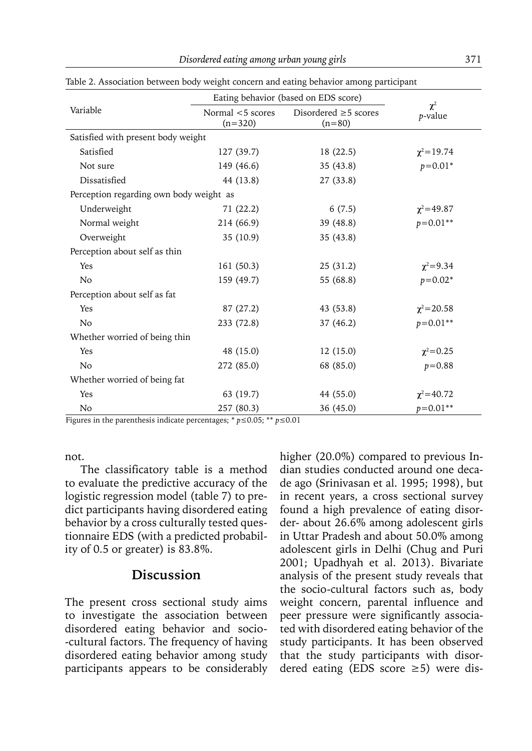Table 2. Association between body weight concern and eating behavior among participant

| Variable | Eating behavior (based on EDS score) | | $\chi^2$ *p*-value |
|---|---|---|---|
| | Normal <5 scores (n=320) | Disordered ≥5 scores (n=80) | |
| Satisfied with present body weight | | | |
| Satisfied | 127 (39.7) | 18 (22.5) | $\chi^2$=19.74 |
| Not sure | 149 (46.6) | 35 (43.8) | $p$=0.01* |
| Dissatisfied | 44 (13.8) | 27 (33.8) | |
| Perception regarding own body weight as | | | |
| Underweight | 71 (22.2) | 6 (7.5) | $\chi^2$=49.87 |
| Normal weight | 214 (66.9) | 39 (48.8) | $p$=0.01** |
| Overweight | 35 (10.9) | 35 (43.8) | |
| Perception about self as thin | | | |
| Yes | 161 (50.3) | 25 (31.2) | $\chi^2$=9.34 |
| No | 159 (49.7) | 55 (68.8) | $p$=0.02* |
| Perception about self as fat | | | |
| Yes | 87 (27.2) | 43 (53.8) | $\chi^2$=20.58 |
| No | 233 (72.8) | 37 (46.2) | $p$=0.01** |
| Whether worried of being thin | | | |
| Yes | 48 (15.0) | 12 (15.0) | $\chi^2$=0.25 |
| No | 272 (85.0) | 68 (85.0) | $p$=0.88 |
| Whether worried of being fat | | | |
| Yes | 63 (19.7) | 44 (55.0) | $\chi^2$=40.72 |
| No | 257 (80.3) | 36 (45.0) | $p$=0.01** |

Figures in the parenthesis indicate percentages; * $p \leq 0.05$; ** $p \leq 0.01$

not.

The classificatory table is a method to evaluate the predictive accuracy of the logistic regression model (table 7) to predict participants having disordered eating behavior by a cross culturally tested questionnaire EDS (with a predicted probability of 0.5 or greater) is 83.8%.

## Discussion

The present cross sectional study aims to investigate the association between disordered eating behavior and socio-cultural factors. The frequency of having disordered eating behavior among study participants appears to be considerably higher (20.0%) compared to previous Indian studies conducted around one decade ago (Srinivasan et al. 1995; 1998), but in recent years, a cross sectional survey found a high prevalence of eating disorder- about 26.6% among adolescent girls in Uttar Pradesh and about 50.0% among adolescent girls in Delhi (Chug and Puri 2001; Upadhyah et al. 2013). Bivariate analysis of the present study reveals that the socio-cultural factors such as, body weight concern, parental influence and peer pressure were significantly associated with disordered eating behavior of the study participants. It has been observed that the study participants with disordered eating (EDS score ≥5) were dis-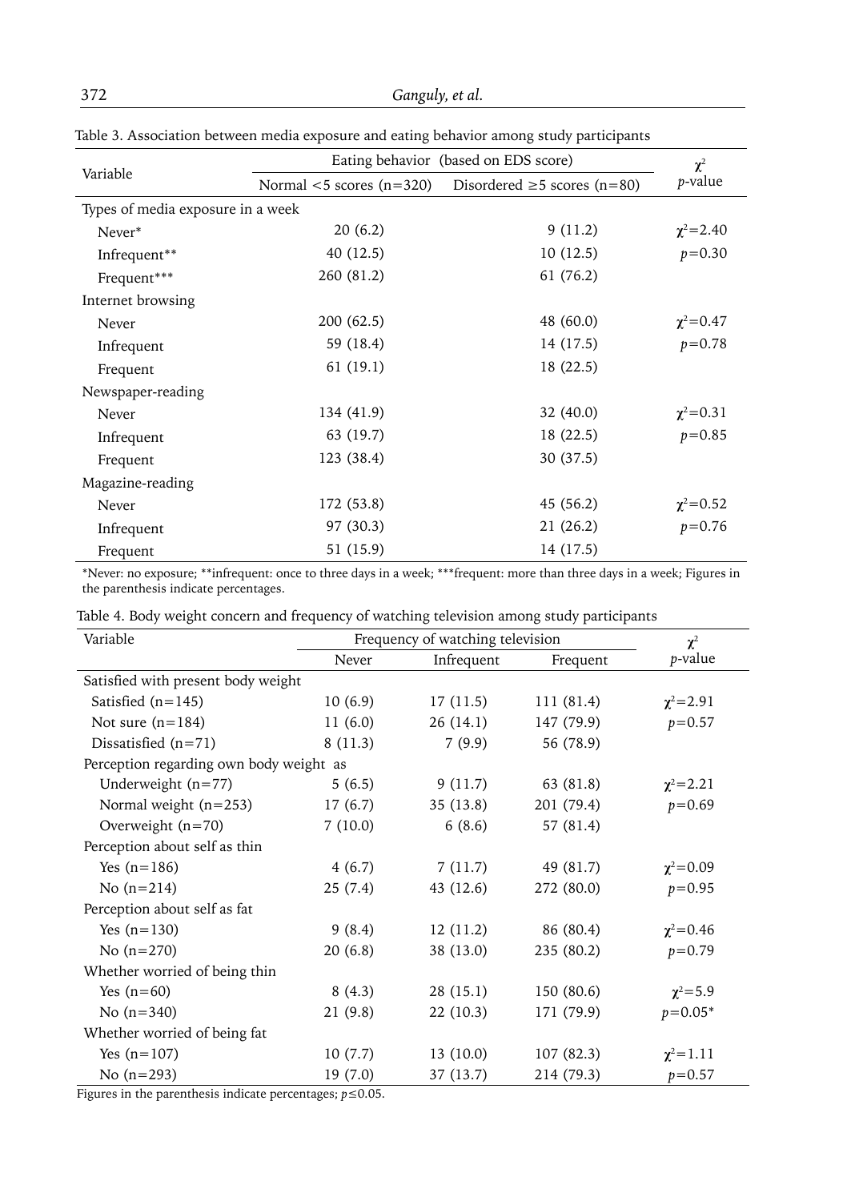Table 3. Association between media exposure and eating behavior among study participants

| Variable | Eating behavior (based on EDS score) | | $\chi^2$ $p$-value |
|---|---|---|---|
| | Normal <5 scores (n=320) | Disordered ≥5 scores (n=80) | |
| Types of media exposure in a week | | | |
| Never* | 20 (6.2) | 9 (11.2) | $\chi^2$=2.40 |
| Infrequent** | 40 (12.5) | 10 (12.5) | $p$=0.30 |
| Frequent*** | 260 (81.2) | 61 (76.2) | |
| Internet browsing | | | |
| Never | 200 (62.5) | 48 (60.0) | $\chi^2$=0.47 |
| Infrequent | 59 (18.4) | 14 (17.5) | $p$=0.78 |
| Frequent | 61 (19.1) | 18 (22.5) | |
| Newspaper-reading | | | |
| Never | 134 (41.9) | 32 (40.0) | $\chi^2$=0.31 |
| Infrequent | 63 (19.7) | 18 (22.5) | $p$=0.85 |
| Frequent | 123 (38.4) | 30 (37.5) | |
| Magazine-reading | | | |
| Never | 172 (53.8) | 45 (56.2) | $\chi^2$=0.52 |
| Infrequent | 97 (30.3) | 21 (26.2) | $p$=0.76 |
| Frequent | 51 (15.9) | 14 (17.5) | |

*Never: no exposure; **infrequent: once to three days in a week; ***frequent: more than three days in a week; Figures in the parenthesis indicate percentages.

Table 4. Body weight concern and frequency of watching television among study participants

| Variable | Frequency of watching television | | | $\chi^2$ $p$-value |
|---|---|---|---|---|
| | Never | Infrequent | Frequent | |
| Satisfied with present body weight | | | | |
| Satisfied (n=145) | 10 (6.9) | 17 (11.5) | 111 (81.4) | $\chi^2$=2.91 |
| Not sure (n=184) | 11 (6.0) | 26 (14.1) | 147 (79.9) | $p$=0.57 |
| Dissatisfied (n=71) | 8 (11.3) | 7 (9.9) | 56 (78.9) | |
| Perception regarding own body weight as | | | | |
| Underweight (n=77) | 5 (6.5) | 9 (11.7) | 63 (81.8) | $\chi^2$=2.21 |
| Normal weight (n=253) | 17 (6.7) | 35 (13.8) | 201 (79.4) | $p$=0.69 |
| Overweight (n=70) | 7 (10.0) | 6 (8.6) | 57 (81.4) | |
| Perception about self as thin | | | | |
| Yes (n=186) | 4 (6.7) | 7 (11.7) | 49 (81.7) | $\chi^2$=0.09 |
| No (n=214) | 25 (7.4) | 43 (12.6) | 272 (80.0) | $p$=0.95 |
| Perception about self as fat | | | | |
| Yes (n=130) | 9 (8.4) | 12 (11.2) | 86 (80.4) | $\chi^2$=0.46 |
| No (n=270) | 20 (6.8) | 38 (13.0) | 235 (80.2) | $p$=0.79 |
| Whether worried of being thin | | | | |
| Yes (n=60) | 8 (4.3) | 28 (15.1) | 150 (80.6) | $\chi^2$=5.9 |
| No (n=340) | 21 (9.8) | 22 (10.3) | 171 (79.9) | $p$=0.05* |
| Whether worried of being fat | | | | |
| Yes (n=107) | 10 (7.7) | 13 (10.0) | 107 (82.3) | $\chi^2$=1.11 |
| No (n=293) | 19 (7.0) | 37 (13.7) | 214 (79.3) | $p$=0.57 |

Figures in the parenthesis indicate percentages; $p \leq 0.05$.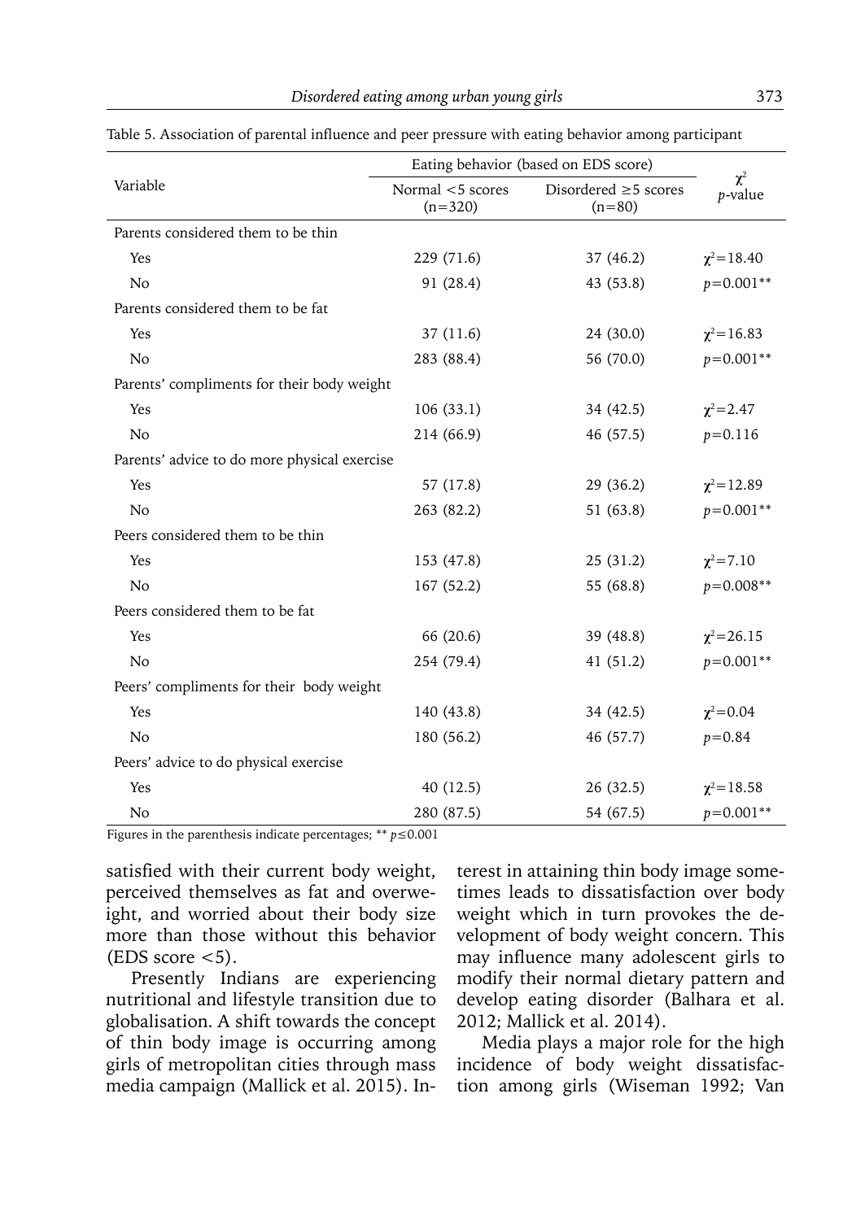Table 5. Association of parental influence and peer pressure with eating behavior among participant

| Variable | Eating behavior (based on EDS score) | | $\chi^2$ $p$-value |
|---|---|---|---|
| | Normal <5 scores (n=320) | Disordered ≥5 scores (n=80) | |
| Parents considered them to be thin | | | |
| Yes | 229 (71.6) | 37 (46.2) | $\chi^2$=18.40 |
| No | 91 (28.4) | 43 (53.8) | $p$=0.001** |
| Parents considered them to be fat | | | |
| Yes | 37 (11.6) | 24 (30.0) | $\chi^2$=16.83 |
| No | 283 (88.4) | 56 (70.0) | $p$=0.001** |
| Parents' compliments for their body weight | | | |
| Yes | 106 (33.1) | 34 (42.5) | $\chi^2$=2.47 |
| No | 214 (66.9) | 46 (57.5) | $p$=0.116 |
| Parents' advice to do more physical exercise | | | |
| Yes | 57 (17.8) | 29 (36.2) | $\chi^2$=12.89 |
| No | 263 (82.2) | 51 (63.8) | $p$=0.001** |
| Peers considered them to be thin | | | |
| Yes | 153 (47.8) | 25 (31.2) | $\chi^2$=7.10 |
| No | 167 (52.2) | 55 (68.8) | $p$=0.008** |
| Peers considered them to be fat | | | |
| Yes | 66 (20.6) | 39 (48.8) | $\chi^2$=26.15 |
| No | 254 (79.4) | 41 (51.2) | $p$=0.001** |
| Peers' compliments for their body weight | | | |
| Yes | 140 (43.8) | 34 (42.5) | $\chi^2$=0.04 |
| No | 180 (56.2) | 46 (57.7) | $p$=0.84 |
| Peers' advice to do physical exercise | | | |
| Yes | 40 (12.5) | 26 (32.5) | $\chi^2$=18.58 |
| No | 280 (87.5) | 54 (67.5) | $p$=0.001** |

Figures in the parenthesis indicate percentages; ** $p \leq 0.001$

satisfied with their current body weight, perceived themselves as fat and overweight, and worried about their body size more than those without this behavior (EDS score <5).

Presently Indians are experiencing nutritional and lifestyle transition due to globalisation. A shift towards the concept of thin body image is occurring among girls of metropolitan cities through mass media campaign (Mallick et al. 2015). Interest in attaining thin body image sometimes leads to dissatisfaction over body weight which in turn provokes the development of body weight concern. This may influence many adolescent girls to modify their normal dietary pattern and develop eating disorder (Balhara et al. 2012; Mallick et al. 2014).

Media plays a major role for the high incidence of body weight dissatisfaction among girls (Wiseman 1992; Van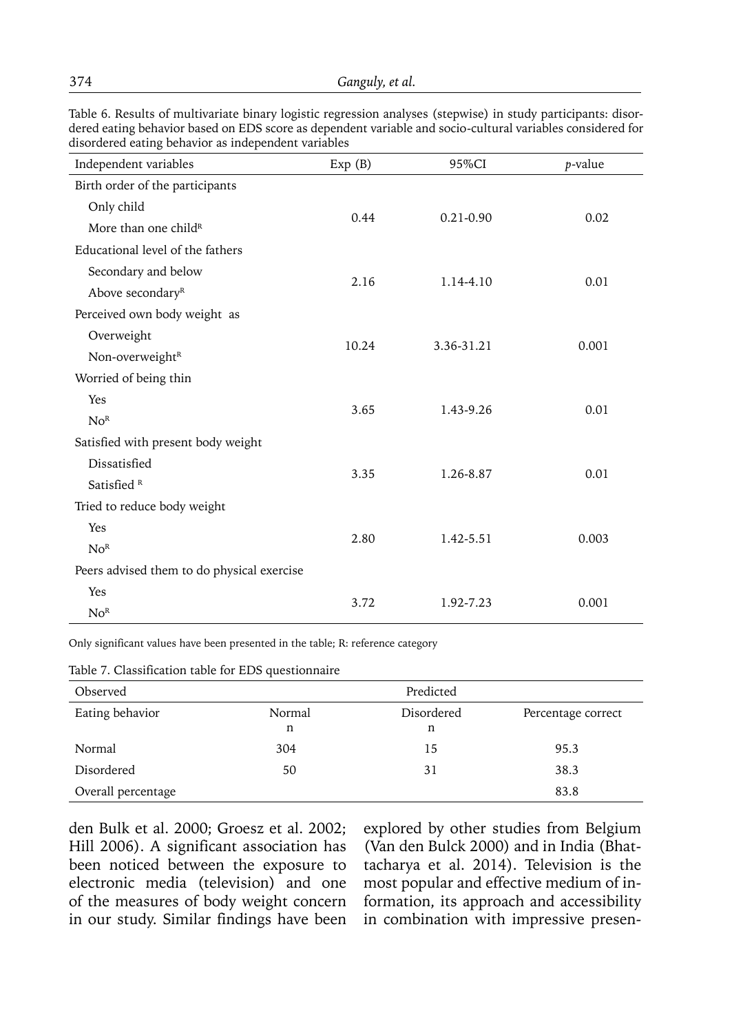Table 6. Results of multivariate binary logistic regression analyses (stepwise) in study participants: disordered eating behavior based on EDS score as dependent variable and socio-cultural variables considered for disordered eating behavior as independent variables

| Independent variables | Exp (B) | 95%CI | *p*-value |
|---|---|---|---|
| Birth order of the participants | | | |
| Only child<br>More than one child[R] | 0.44 | 0.21-0.90 | 0.02 |
| Educational level of the fathers | | | |
| Secondary and below<br>Above secondary[R] | 2.16 | 1.14-4.10 | 0.01 |
| Perceived own body weight as | | | |
| Overweight<br>Non-overweight[R] | 10.24 | 3.36-31.21 | 0.001 |
| Worried of being thin | | | |
| Yes<br>No[R] | 3.65 | 1.43-9.26 | 0.01 |
| Satisfied with present body weight | | | |
| Dissatisfied<br>Satisfied [R] | 3.35 | 1.26-8.87 | 0.01 |
| Tried to reduce body weight | | | |
| Yes<br>No[R] | 2.80 | 1.42-5.51 | 0.003 |
| Peers advised them to do physical exercise | | | |
| Yes<br>No[R] | 3.72 | 1.92-7.23 | 0.001 |

Only significant values have been presented in the table; R: reference category

Table 7. Classification table for EDS questionnaire

| Observed | Predicted | | |
|---|---|---|---|
| Eating behavior | Normal<br>n | Disordered<br>n | Percentage correct |
| Normal | 304 | 15 | 95.3 |
| Disordered | 50 | 31 | 38.3 |
| Overall percentage | | | 83.8 |

den Bulk et al. 2000; Groesz et al. 2002; Hill 2006). A significant association has been noticed between the exposure to electronic media (television) and one of the measures of body weight concern in our study. Similar findings have been explored by other studies from Belgium (Van den Bulck 2000) and in India (Bhattacharya et al. 2014). Television is the most popular and effective medium of information, its approach and accessibility in combination with impressive presen-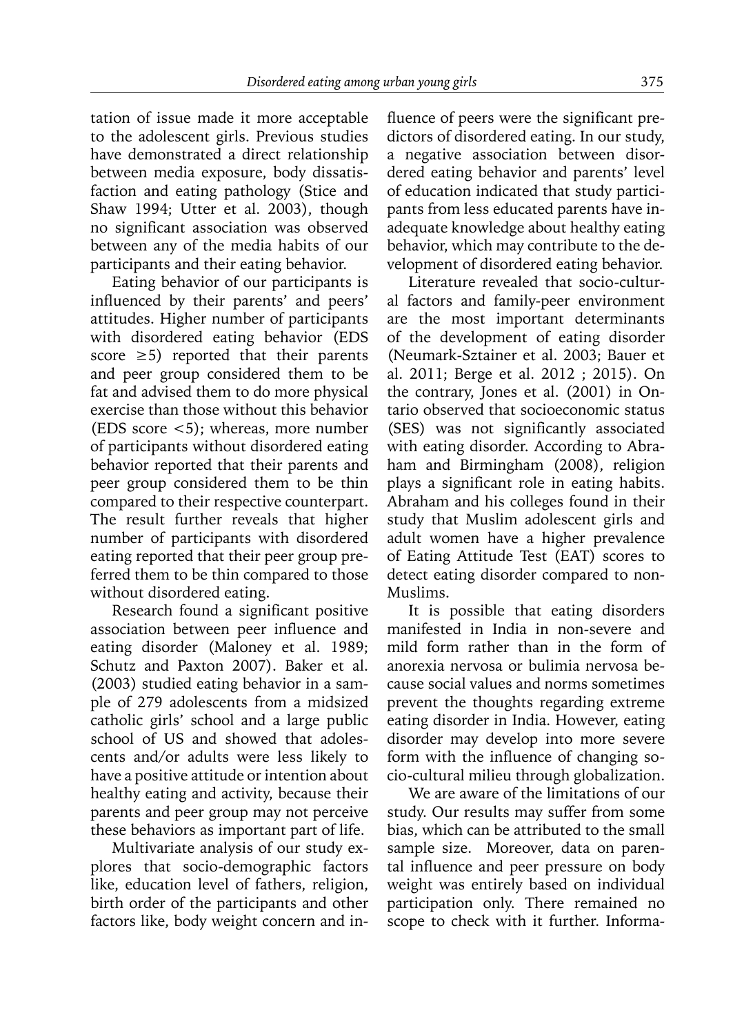tation of issue made it more acceptable to the adolescent girls. Previous studies have demonstrated a direct relationship between media exposure, body dissatisfaction and eating pathology (Stice and Shaw 1994; Utter et al. 2003), though no significant association was observed between any of the media habits of our participants and their eating behavior.

Eating behavior of our participants is influenced by their parents' and peers' attitudes. Higher number of participants with disordered eating behavior (EDS score $\geq 5$) reported that their parents and peer group considered them to be fat and advised them to do more physical exercise than those without this behavior (EDS score $<5$); whereas, more number of participants without disordered eating behavior reported that their parents and peer group considered them to be thin compared to their respective counterpart. The result further reveals that higher number of participants with disordered eating reported that their peer group preferred them to be thin compared to those without disordered eating.

Research found a significant positive association between peer influence and eating disorder (Maloney et al. 1989; Schutz and Paxton 2007). Baker et al. (2003) studied eating behavior in a sample of 279 adolescents from a midsized catholic girls' school and a large public school of US and showed that adolescents and/or adults were less likely to have a positive attitude or intention about healthy eating and activity, because their parents and peer group may not perceive these behaviors as important part of life.

Multivariate analysis of our study explores that socio-demographic factors like, education level of fathers, religion, birth order of the participants and other factors like, body weight concern and influence of peers were the significant predictors of disordered eating. In our study, a negative association between disordered eating behavior and parents' level of education indicated that study participants from less educated parents have inadequate knowledge about healthy eating behavior, which may contribute to the development of disordered eating behavior.

Literature revealed that socio-cultural factors and family-peer environment are the most important determinants of the development of eating disorder (Neumark-Sztainer et al. 2003; Bauer et al. 2011; Berge et al. 2012 ; 2015). On the contrary, Jones et al. (2001) in Ontario observed that socioeconomic status (SES) was not significantly associated with eating disorder. According to Abraham and Birmingham (2008), religion plays a significant role in eating habits. Abraham and his colleges found in their study that Muslim adolescent girls and adult women have a higher prevalence of Eating Attitude Test (EAT) scores to detect eating disorder compared to non-Muslims.

It is possible that eating disorders manifested in India in non-severe and mild form rather than in the form of anorexia nervosa or bulimia nervosa because social values and norms sometimes prevent the thoughts regarding extreme eating disorder in India. However, eating disorder may develop into more severe form with the influence of changing socio-cultural milieu through globalization.

We are aware of the limitations of our study. Our results may suffer from some bias, which can be attributed to the small sample size. Moreover, data on parental influence and peer pressure on body weight was entirely based on individual participation only. There remained no scope to check with it further. Informa-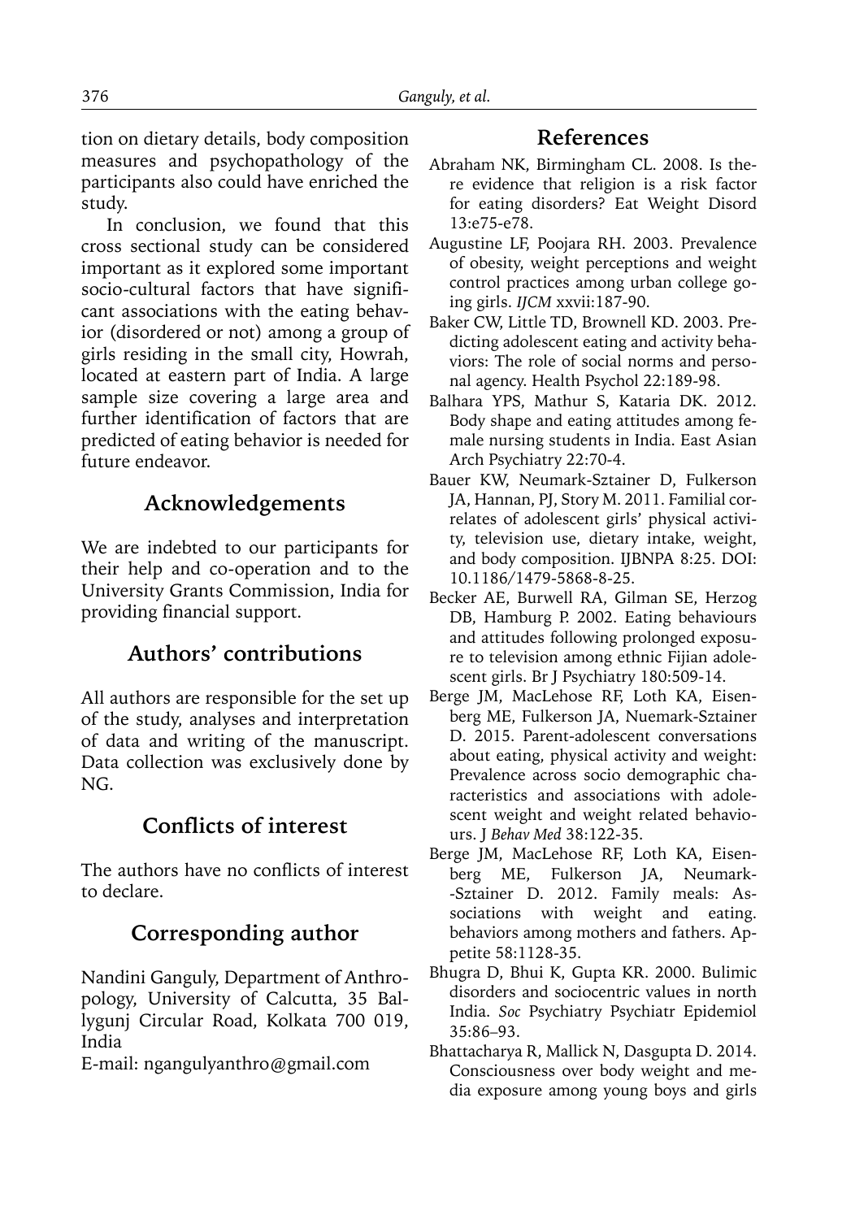tion on dietary details, body composition measures and psychopathology of the participants also could have enriched the study.

In conclusion, we found that this cross sectional study can be considered important as it explored some important socio-cultural factors that have significant associations with the eating behavior (disordered or not) among a group of girls residing in the small city, Howrah, located at eastern part of India. A large sample size covering a large area and further identification of factors that are predicted of eating behavior is needed for future endeavor.

## Acknowledgements

We are indebted to our participants for their help and co-operation and to the University Grants Commission, India for providing financial support.

## Authors' contributions

All authors are responsible for the set up of the study, analyses and interpretation of data and writing of the manuscript. Data collection was exclusively done by NG.

## Conflicts of interest

The authors have no conflicts of interest to declare.

## Corresponding author

Nandini Ganguly, Department of Anthropology, University of Calcutta, 35 Ballygunj Circular Road, Kolkata 700 019, India
E-mail: ngangulyanthro@gmail.com

## References

Abraham NK, Birmingham CL. 2008. Is there evidence that religion is a risk factor for eating disorders? Eat Weight Disord 13:e75-e78.

Augustine LF, Poojara RH. 2003. Prevalence of obesity, weight perceptions and weight control practices among urban college going girls. *IJCM* xxvii:187-90.

Baker CW, Little TD, Brownell KD. 2003. Predicting adolescent eating and activity behaviors: The role of social norms and personal agency. Health Psychol 22:189-98.

Balhara YPS, Mathur S, Kataria DK. 2012. Body shape and eating attitudes among female nursing students in India. East Asian Arch Psychiatry 22:70-4.

Bauer KW, Neumark-Sztainer D, Fulkerson JA, Hannan, PJ, Story M. 2011. Familial correlates of adolescent girls' physical activity, television use, dietary intake, weight, and body composition. IJBNPA 8:25. DOI: 10.1186/1479-5868-8-25.

Becker AE, Burwell RA, Gilman SE, Herzog DB, Hamburg P. 2002. Eating behaviours and attitudes following prolonged exposure to television among ethnic Fijian adolescent girls. Br J Psychiatry 180:509-14.

Berge JM, MacLehose RF, Loth KA, Eisenberg ME, Fulkerson JA, Nuemark-Sztainer D. 2015. Parent-adolescent conversations about eating, physical activity and weight: Prevalence across socio demographic characteristics and associations with adolescent weight and weight related behaviours. J *Behav Med* 38:122-35.

Berge JM, MacLehose RF, Loth KA, Eisenberg ME, Fulkerson JA, Neumark--Sztainer D. 2012. Family meals: Associations with weight and eating. behaviors among mothers and fathers. Appetite 58:1128-35.

Bhugra D, Bhui K, Gupta KR. 2000. Bulimic disorders and sociocentric values in north India. *Soc* Psychiatry Psychiatr Epidemiol 35:86–93.

Bhattacharya R, Mallick N, Dasgupta D. 2014. Consciousness over body weight and media exposure among young boys and girls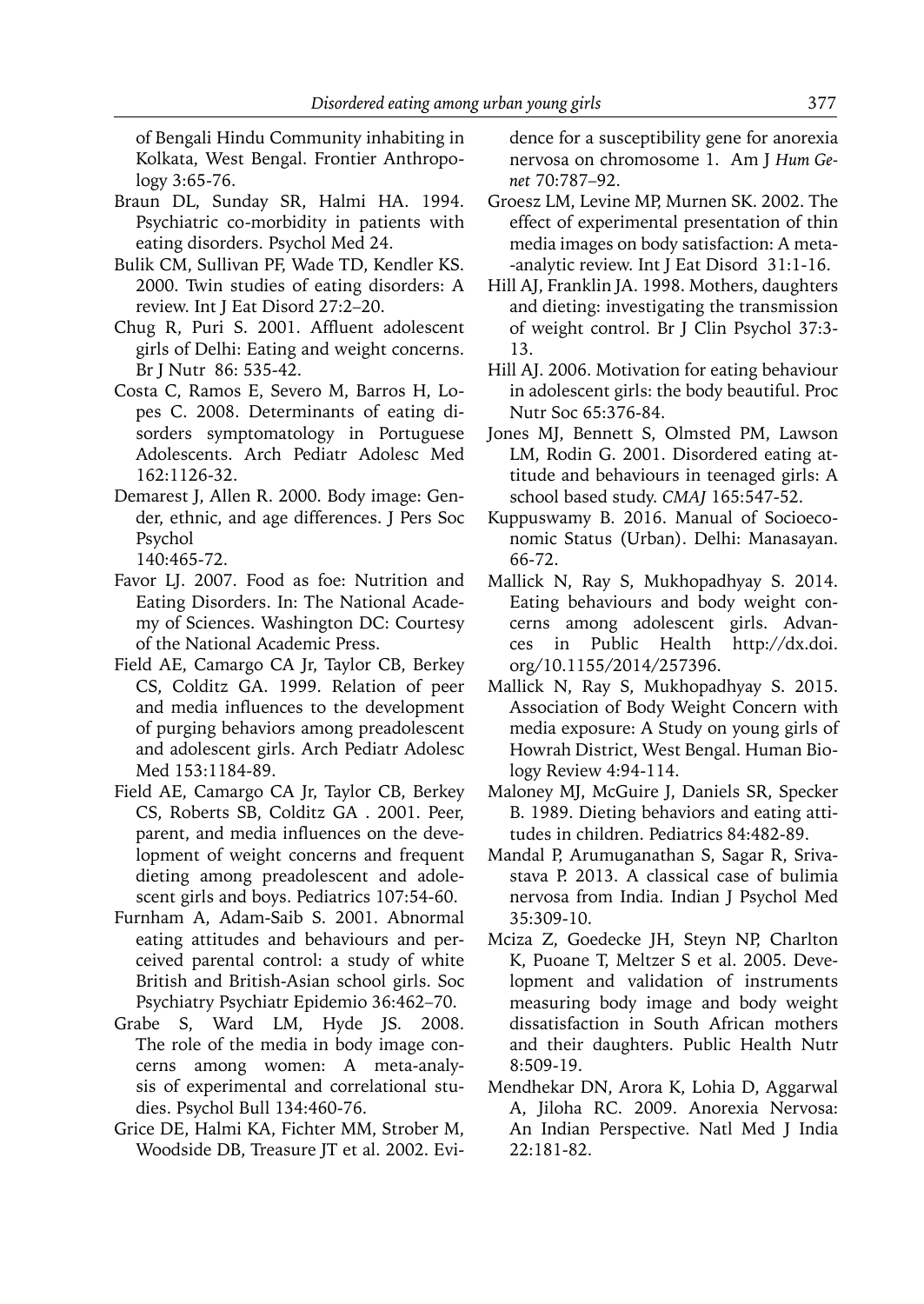of Bengali Hindu Community inhabiting in Kolkata, West Bengal. Frontier Anthropology 3:65-76.

Braun DL, Sunday SR, Halmi HA. 1994. Psychiatric co-morbidity in patients with eating disorders. Psychol Med 24.

Bulik CM, Sullivan PF, Wade TD, Kendler KS. 2000. Twin studies of eating disorders: A review. Int J Eat Disord 27:2–20.

Chug R, Puri S. 2001. Affluent adolescent girls of Delhi: Eating and weight concerns. Br J Nutr 86: 535-42.

Costa C, Ramos E, Severo M, Barros H, Lopes C. 2008. Determinants of eating disorders symptomatology in Portuguese Adolescents. Arch Pediatr Adolesc Med 162:1126-32.

Demarest J, Allen R. 2000. Body image: Gender, ethnic, and age differences. J Pers Soc Psychol 140:465-72.

Favor LJ. 2007. Food as foe: Nutrition and Eating Disorders. In: The National Academy of Sciences. Washington DC: Courtesy of the National Academic Press.

Field AE, Camargo CA Jr, Taylor CB, Berkey CS, Colditz GA. 1999. Relation of peer and media influences to the development of purging behaviors among preadolescent and adolescent girls. Arch Pediatr Adolesc Med 153:1184-89.

Field AE, Camargo CA Jr, Taylor CB, Berkey CS, Roberts SB, Colditz GA . 2001. Peer, parent, and media influences on the development of weight concerns and frequent dieting among preadolescent and adolescent girls and boys. Pediatrics 107:54-60.

Furnham A, Adam-Saib S. 2001. Abnormal eating attitudes and behaviours and perceived parental control: a study of white British and British-Asian school girls. Soc Psychiatry Psychiatr Epidemio 36:462–70.

Grabe S, Ward LM, Hyde JS. 2008. The role of the media in body image concerns among women: A meta-analysis of experimental and correlational studies. Psychol Bull 134:460-76.

Grice DE, Halmi KA, Fichter MM, Strober M, Woodside DB, Treasure JT et al. 2002. Evidence for a susceptibility gene for anorexia nervosa on chromosome 1. Am J *Hum Genet* 70:787–92.

Groesz LM, Levine MP, Murnen SK. 2002. The effect of experimental presentation of thin media images on body satisfaction: A meta-analytic review. Int J Eat Disord 31:1-16.

Hill AJ, Franklin JA. 1998. Mothers, daughters and dieting: investigating the transmission of weight control. Br J Clin Psychol 37:3-13.

Hill AJ. 2006. Motivation for eating behaviour in adolescent girls: the body beautiful. Proc Nutr Soc 65:376-84.

Jones MJ, Bennett S, Olmsted PM, Lawson LM, Rodin G. 2001. Disordered eating attitude and behaviours in teenaged girls: A school based study. *CMAJ* 165:547-52.

Kuppuswamy B. 2016. Manual of Socioeconomic Status (Urban). Delhi: Manasayan. 66-72.

Mallick N, Ray S, Mukhopadhyay S. 2014. Eating behaviours and body weight concerns among adolescent girls. Advances in Public Health http://dx.doi.org/10.1155/2014/257396.

Mallick N, Ray S, Mukhopadhyay S. 2015. Association of Body Weight Concern with media exposure: A Study on young girls of Howrah District, West Bengal. Human Biology Review 4:94-114.

Maloney MJ, McGuire J, Daniels SR, Specker B. 1989. Dieting behaviors and eating attitudes in children. Pediatrics 84:482-89.

Mandal P, Arumuganathan S, Sagar R, Srivastava P. 2013. A classical case of bulimia nervosa from India. Indian J Psychol Med 35:309-10.

Mciza Z, Goedecke JH, Steyn NP, Charlton K, Puoane T, Meltzer S et al. 2005. Development and validation of instruments measuring body image and body weight dissatisfaction in South African mothers and their daughters. Public Health Nutr 8:509-19.

Mendhekar DN, Arora K, Lohia D, Aggarwal A, Jiloha RC. 2009. Anorexia Nervosa: An Indian Perspective. Natl Med J India 22:181-82.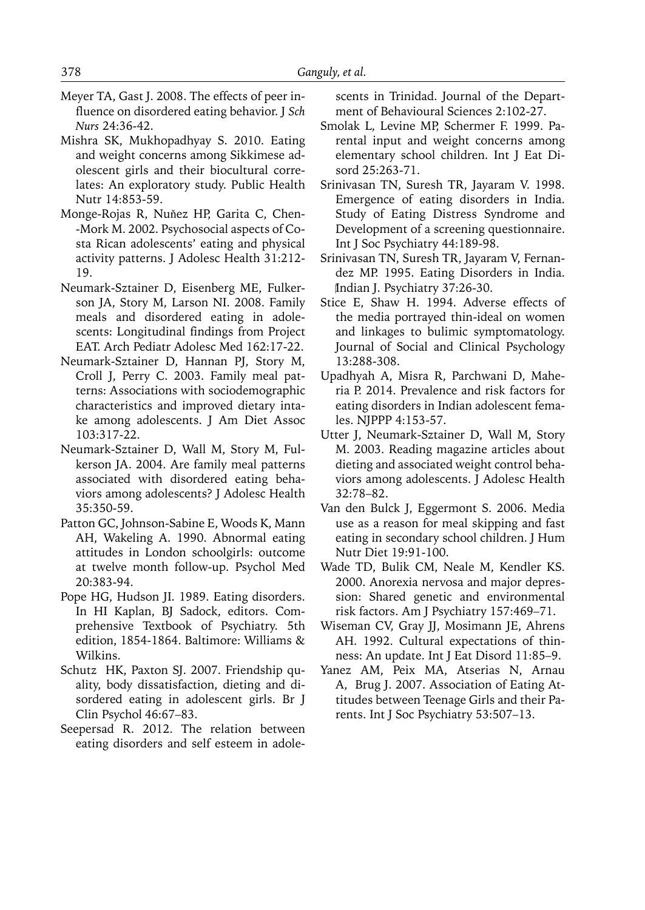Meyer TA, Gast J. 2008. The effects of peer influence on disordered eating behavior. J *Sch Nurs* 24:36-42.

Mishra SK, Mukhopadhyay S. 2010. Eating and weight concerns among Sikkimese adolescent girls and their biocultural correlates: An exploratory study. Public Health Nutr 14:853-59.

Monge-Rojas R, Nuňez HP, Garita C, Chen--Mork M. 2002. Psychosocial aspects of Costa Rican adolescents' eating and physical activity patterns. J Adolesc Health 31:212-19.

Neumark-Sztainer D, Eisenberg ME, Fulkerson JA, Story M, Larson NI. 2008. Family meals and disordered eating in adolescents: Longitudinal findings from Project EAT. Arch Pediatr Adolesc Med 162:17-22.

Neumark-Sztainer D, Hannan PJ, Story M, Croll J, Perry C. 2003. Family meal patterns: Associations with sociodemographic characteristics and improved dietary intake among adolescents. J Am Diet Assoc 103:317-22.

Neumark-Sztainer D, Wall M, Story M, Fulkerson JA. 2004. Are family meal patterns associated with disordered eating behaviors among adolescents? J Adolesc Health 35:350-59.

Patton GC, Johnson-Sabine E, Woods K, Mann AH, Wakeling A. 1990. Abnormal eating attitudes in London schoolgirls: outcome at twelve month follow-up. Psychol Med 20:383-94.

Pope HG, Hudson JI. 1989. Eating disorders. In HI Kaplan, BJ Sadock, editors. Comprehensive Textbook of Psychiatry. 5th edition, 1854-1864. Baltimore: Williams & Wilkins.

Schutz HK, Paxton SJ. 2007. Friendship quality, body dissatisfaction, dieting and disordered eating in adolescent girls. Br J Clin Psychol 46:67–83.

Seepersad R. 2012. The relation between eating disorders and self esteem in adolescents in Trinidad. Journal of the Department of Behavioural Sciences 2:102-27.

Smolak L, Levine MP, Schermer F. 1999. Parental input and weight concerns among elementary school children. Int J Eat Disord 25:263-71.

Srinivasan TN, Suresh TR, Jayaram V. 1998. Emergence of eating disorders in India. Study of Eating Distress Syndrome and Development of a screening questionnaire. Int J Soc Psychiatry 44:189-98.

Srinivasan TN, Suresh TR, Jayaram V, Fernandez MP. 1995. Eating Disorders in India. Indian J. Psychiatry 37:26-30.

Stice E, Shaw H. 1994. Adverse effects of the media portrayed thin-ideal on women and linkages to bulimic symptomatology. Journal of Social and Clinical Psychology 13:288-308.

Upadhyah A, Misra R, Parchwani D, Maheria P. 2014. Prevalence and risk factors for eating disorders in Indian adolescent females. NJPPP 4:153-57.

Utter J, Neumark-Sztainer D, Wall M, Story M. 2003. Reading magazine articles about dieting and associated weight control behaviors among adolescents. J Adolesc Health 32:78–82.

Van den Bulck J, Eggermont S. 2006. Media use as a reason for meal skipping and fast eating in secondary school children. J Hum Nutr Diet 19:91-100.

Wade TD, Bulik CM, Neale M, Kendler KS. 2000. Anorexia nervosa and major depression: Shared genetic and environmental risk factors. Am J Psychiatry 157:469–71.

Wiseman CV, Gray JJ, Mosimann JE, Ahrens AH. 1992. Cultural expectations of thinness: An update. Int J Eat Disord 11:85–9.

Yanez AM, Peix MA, Atserias N, Arnau A, Brug J. 2007. Association of Eating Attitudes between Teenage Girls and their Parents. Int J Soc Psychiatry 53:507–13.